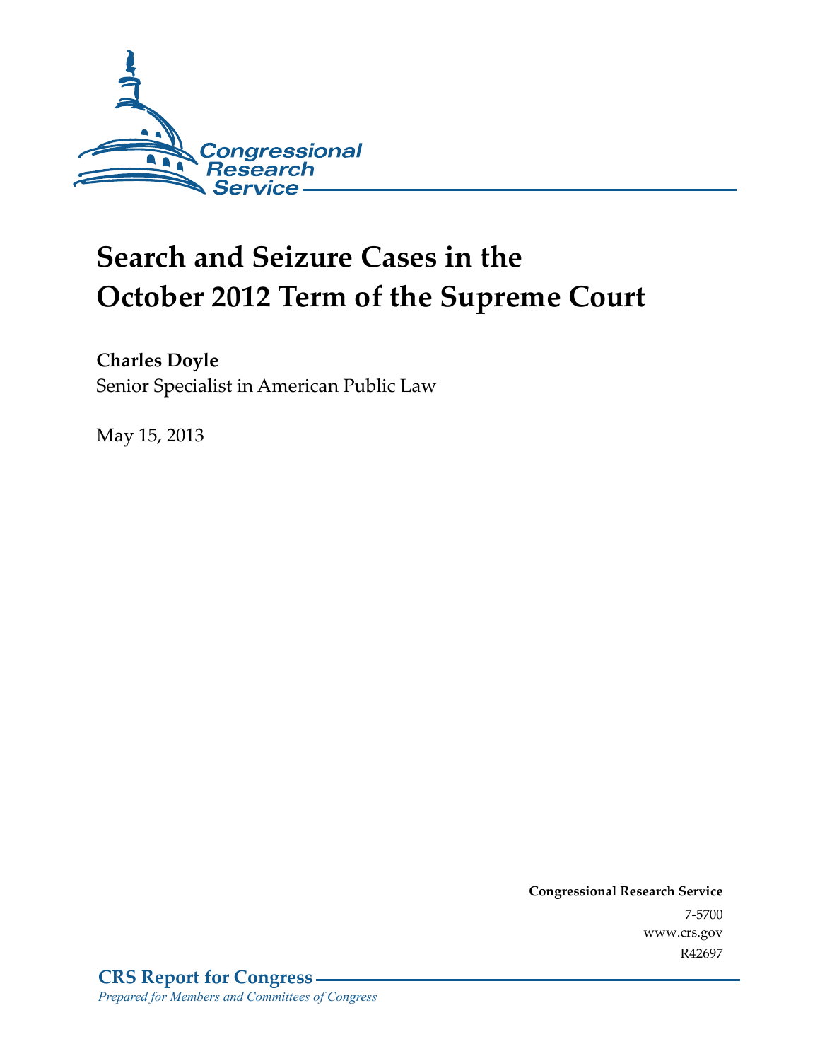Congressional Research Service

# Search and Seizure Cases in the October 2012 Term of the Supreme Court

**Charles Doyle**
Senior Specialist in American Public Law

May 15, 2013

**Congressional Research Service**
7-5700
www.crs.gov
R42697

**CRS Report for Congress**
*Prepared for Members and Committees of Congress*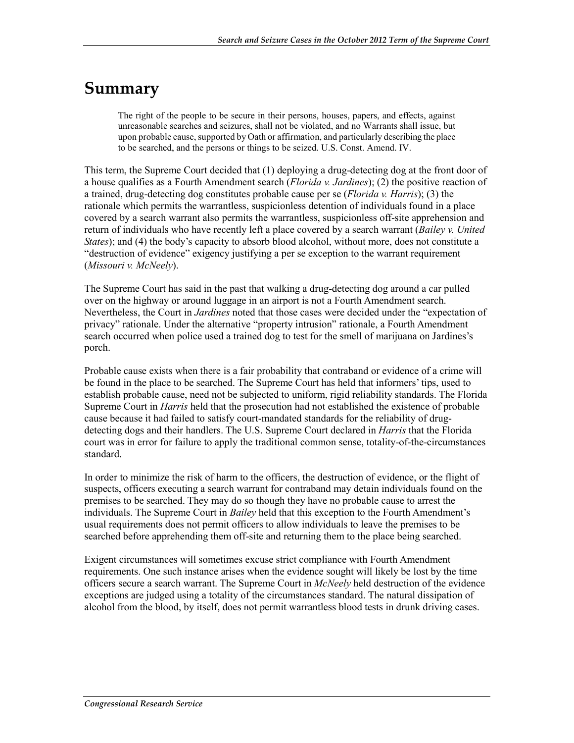# Summary

> The right of the people to be secure in their persons, houses, papers, and effects, against unreasonable searches and seizures, shall not be violated, and no Warrants shall issue, but upon probable cause, supported by Oath or affirmation, and particularly describing the place to be searched, and the persons or things to be seized. U.S. Const. Amend. IV.

This term, the Supreme Court decided that (1) deploying a drug-detecting dog at the front door of a house qualifies as a Fourth Amendment search (*Florida v. Jardines*); (2) the positive reaction of a trained, drug-detecting dog constitutes probable cause per se (*Florida v. Harris*); (3) the rationale which permits the warrantless, suspicionless detention of individuals found in a place covered by a search warrant also permits the warrantless, suspicionless off-site apprehension and return of individuals who have recently left a place covered by a search warrant (*Bailey v. United States*); and (4) the body's capacity to absorb blood alcohol, without more, does not constitute a "destruction of evidence" exigency justifying a per se exception to the warrant requirement (*Missouri v. McNeely*).

The Supreme Court has said in the past that walking a drug-detecting dog around a car pulled over on the highway or around luggage in an airport is not a Fourth Amendment search. Nevertheless, the Court in *Jardines* noted that those cases were decided under the "expectation of privacy" rationale. Under the alternative "property intrusion" rationale, a Fourth Amendment search occurred when police used a trained dog to test for the smell of marijuana on Jardines's porch.

Probable cause exists when there is a fair probability that contraband or evidence of a crime will be found in the place to be searched. The Supreme Court has held that informers' tips, used to establish probable cause, need not be subjected to uniform, rigid reliability standards. The Florida Supreme Court in *Harris* held that the prosecution had not established the existence of probable cause because it had failed to satisfy court-mandated standards for the reliability of drug-detecting dogs and their handlers. The U.S. Supreme Court declared in *Harris* that the Florida court was in error for failure to apply the traditional common sense, totality-of-the-circumstances standard.

In order to minimize the risk of harm to the officers, the destruction of evidence, or the flight of suspects, officers executing a search warrant for contraband may detain individuals found on the premises to be searched. They may do so though they have no probable cause to arrest the individuals. The Supreme Court in *Bailey* held that this exception to the Fourth Amendment's usual requirements does not permit officers to allow individuals to leave the premises to be searched before apprehending them off-site and returning them to the place being searched.

Exigent circumstances will sometimes excuse strict compliance with Fourth Amendment requirements. One such instance arises when the evidence sought will likely be lost by the time officers secure a search warrant. The Supreme Court in *McNeely* held destruction of the evidence exceptions are judged using a totality of the circumstances standard. The natural dissipation of alcohol from the blood, by itself, does not permit warrantless blood tests in drunk driving cases.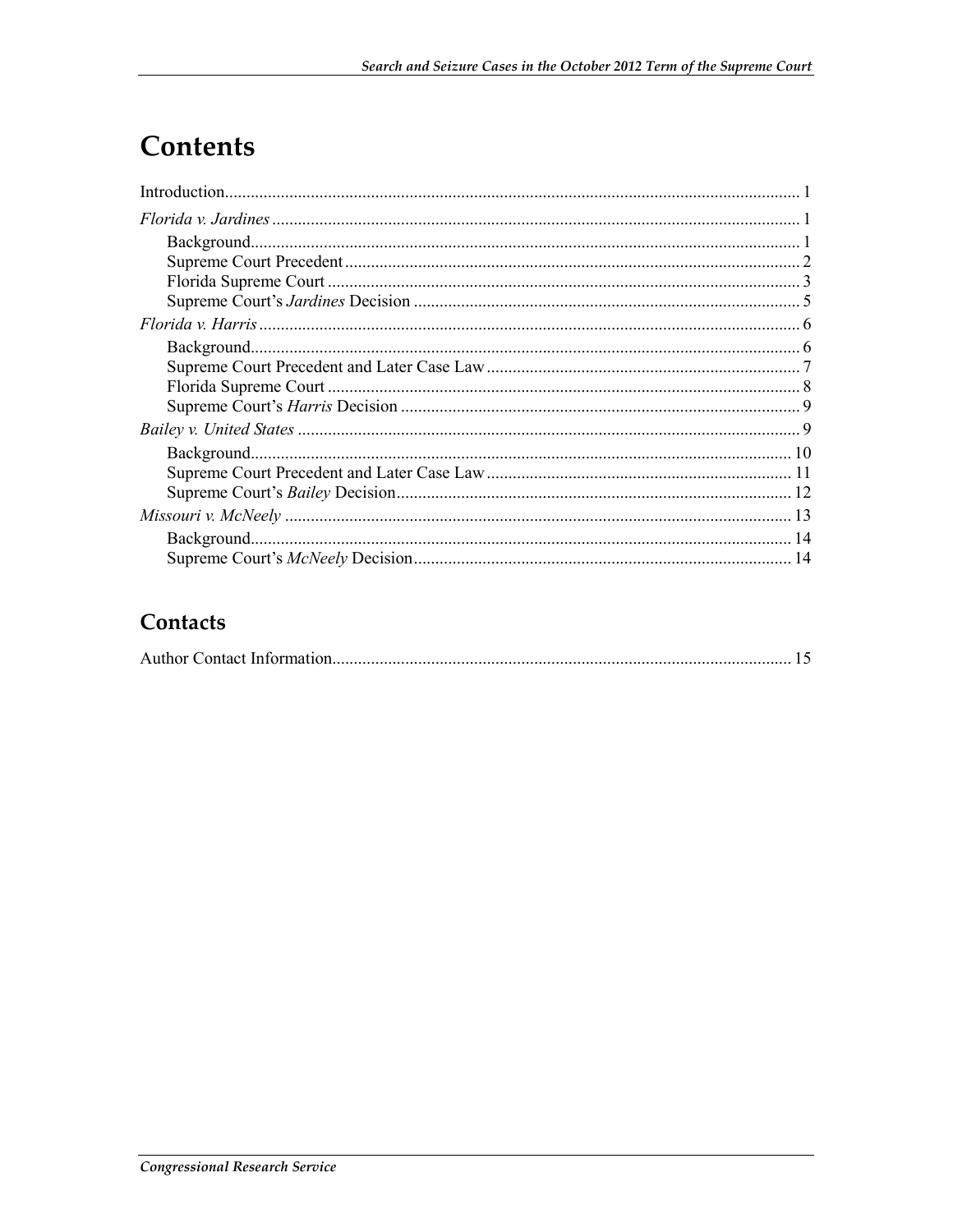# Contents

Introduction ..... 1

*Florida v. Jardines* ..... 1

- Background ..... 1
- Supreme Court Precedent ..... 2
- Florida Supreme Court ..... 3
- Supreme Court's *Jardines* Decision ..... 5

*Florida v. Harris* ..... 6

- Background ..... 6
- Supreme Court Precedent and Later Case Law ..... 7
- Florida Supreme Court ..... 8
- Supreme Court's *Harris* Decision ..... 9

*Bailey v. United States* ..... 9

- Background ..... 10
- Supreme Court Precedent and Later Case Law ..... 11
- Supreme Court's *Bailey* Decision ..... 12

*Missouri v. McNeely* ..... 13

- Background ..... 14
- Supreme Court's *McNeely* Decision ..... 14

## Contacts

Author Contact Information ..... 15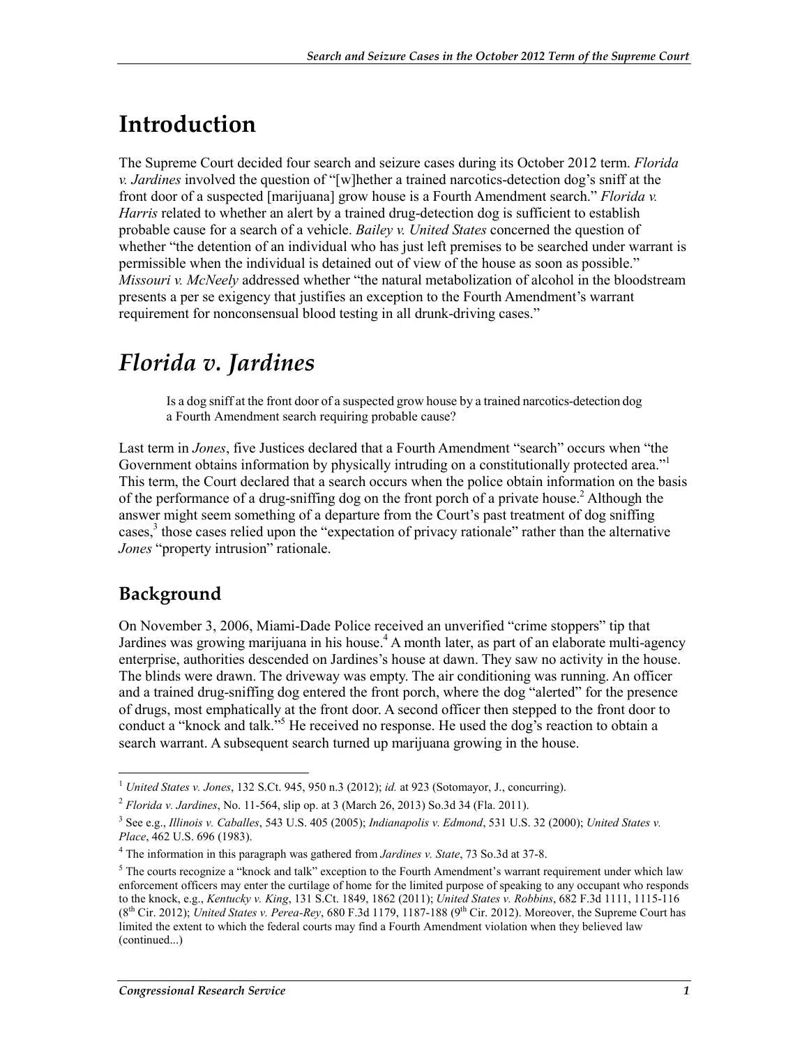# Introduction

The Supreme Court decided four search and seizure cases during its October 2012 term. *Florida v. Jardines* involved the question of "[w]hether a trained narcotics-detection dog's sniff at the front door of a suspected [marijuana] grow house is a Fourth Amendment search." *Florida v. Harris* related to whether an alert by a trained drug-detection dog is sufficient to establish probable cause for a search of a vehicle. *Bailey v. United States* concerned the question of whether "the detention of an individual who has just left premises to be searched under warrant is permissible when the individual is detained out of view of the house as soon as possible." *Missouri v. McNeely* addressed whether "the natural metabolization of alcohol in the bloodstream presents a per se exigency that justifies an exception to the Fourth Amendment's warrant requirement for nonconsensual blood testing in all drunk-driving cases."

# *Florida v. Jardines*

> Is a dog sniff at the front door of a suspected grow house by a trained narcotics-detection dog a Fourth Amendment search requiring probable cause?

Last term in *Jones*, five Justices declared that a Fourth Amendment "search" occurs when "the Government obtains information by physically intruding on a constitutionally protected area."[1] This term, the Court declared that a search occurs when the police obtain information on the basis of the performance of a drug-sniffing dog on the front porch of a private house.[2] Although the answer might seem something of a departure from the Court's past treatment of dog sniffing cases,[3] those cases relied upon the "expectation of privacy rationale" rather than the alternative *Jones* "property intrusion" rationale.

## Background

On November 3, 2006, Miami-Dade Police received an unverified "crime stoppers" tip that Jardines was growing marijuana in his house.[4] A month later, as part of an elaborate multi-agency enterprise, authorities descended on Jardines's house at dawn. They saw no activity in the house. The blinds were drawn. The driveway was empty. The air conditioning was running. An officer and a trained drug-sniffing dog entered the front porch, where the dog "alerted" for the presence of drugs, most emphatically at the front door. A second officer then stepped to the front door to conduct a "knock and talk."[5] He received no response. He used the dog's reaction to obtain a search warrant. A subsequent search turned up marijuana growing in the house.

---

[1] *United States v. Jones*, 132 S.Ct. 945, 950 n.3 (2012); *id.* at 923 (Sotomayor, J., concurring).

[2] *Florida v. Jardines*, No. 11-564, slip op. at 3 (March 26, 2013) So.3d 34 (Fla. 2011).

[3] See e.g., *Illinois v. Caballes*, 543 U.S. 405 (2005); *Indianapolis v. Edmond*, 531 U.S. 32 (2000); *United States v. Place*, 462 U.S. 696 (1983).

[4] The information in this paragraph was gathered from *Jardines v. State*, 73 So.3d at 37-8.

[5] The courts recognize a "knock and talk" exception to the Fourth Amendment's warrant requirement under which law enforcement officers may enter the curtilage of home for the limited purpose of speaking to any occupant who responds to the knock, e.g., *Kentucky v. King*, 131 S.Ct. 1849, 1862 (2011); *United States v. Robbins*, 682 F.3d 1111, 1115-116 (8th Cir. 2012); *United States v. Perea-Rey*, 680 F.3d 1179, 1187-188 (9th Cir. 2012). Moreover, the Supreme Court has limited the extent to which the federal courts may find a Fourth Amendment violation when they believed law (continued...)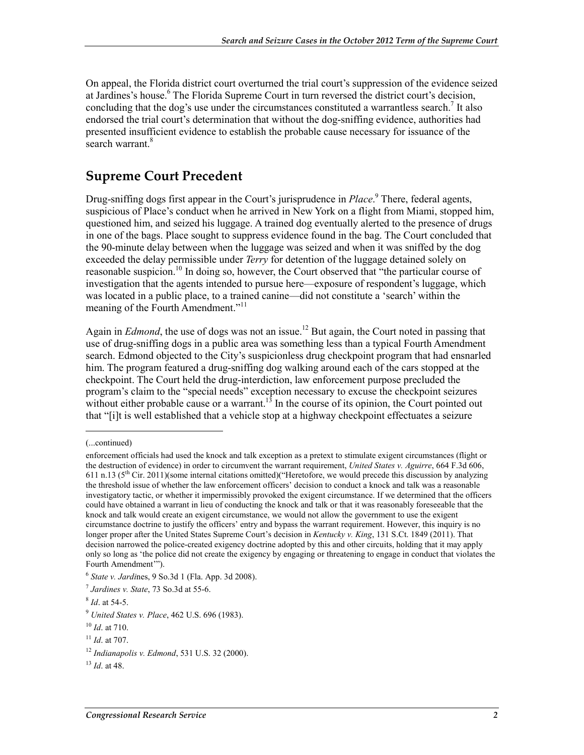On appeal, the Florida district court overturned the trial court's suppression of the evidence seized at Jardines's house.[6] The Florida Supreme Court in turn reversed the district court's decision, concluding that the dog's use under the circumstances constituted a warrantless search.[7] It also endorsed the trial court's determination that without the dog-sniffing evidence, authorities had presented insufficient evidence to establish the probable cause necessary for issuance of the search warrant.[8]

## Supreme Court Precedent

Drug-sniffing dogs first appear in the Court's jurisprudence in *Place*.[9] There, federal agents, suspicious of Place's conduct when he arrived in New York on a flight from Miami, stopped him, questioned him, and seized his luggage. A trained dog eventually alerted to the presence of drugs in one of the bags. Place sought to suppress evidence found in the bag. The Court concluded that the 90-minute delay between when the luggage was seized and when it was sniffed by the dog exceeded the delay permissible under *Terry* for detention of the luggage detained solely on reasonable suspicion.[10] In doing so, however, the Court observed that "the particular course of investigation that the agents intended to pursue here—exposure of respondent's luggage, which was located in a public place, to a trained canine—did not constitute a 'search' within the meaning of the Fourth Amendment."[11]

Again in *Edmond*, the use of dogs was not an issue.[12] But again, the Court noted in passing that use of drug-sniffing dogs in a public area was something less than a typical Fourth Amendment search. Edmond objected to the City's suspicionless drug checkpoint program that had ensnarled him. The program featured a drug-sniffing dog walking around each of the cars stopped at the checkpoint. The Court held the drug-interdiction, law enforcement purpose precluded the program's claim to the "special needs" exception necessary to excuse the checkpoint seizures without either probable cause or a warrant.[13] In the course of its opinion, the Court pointed out that "[i]t is well established that a vehicle stop at a highway checkpoint effectuates a seizure

---

(...continued)

enforcement officials had used the knock and talk exception as a pretext to stimulate exigent circumstances (flight or the destruction of evidence) in order to circumvent the warrant requirement, *United States v. Aguirre*, 664 F.3d 606, 611 n.13 (5th Cir. 2011)(some internal citations omitted)("Heretofore, we would precede this discussion by analyzing the threshold issue of whether the law enforcement officers' decision to conduct a knock and talk was a reasonable investigatory tactic, or whether it impermissibly provoked the exigent circumstance. If we determined that the officers could have obtained a warrant in lieu of conducting the knock and talk or that it was reasonably foreseeable that the knock and talk would create an exigent circumstance, we would not allow the government to use the exigent circumstance doctrine to justify the officers' entry and bypass the warrant requirement. However, this inquiry is no longer proper after the United States Supreme Court's decision in *Kentucky v. King*, 131 S.Ct. 1849 (2011). That decision narrowed the police-created exigency doctrine adopted by this and other circuits, holding that it may apply only so long as 'the police did not create the exigency by engaging or threatening to engage in conduct that violates the Fourth Amendment'").

[6] *State v. Jardines*, 9 So.3d 1 (Fla. App. 3d 2008).

[7] *Jardines v. State*, 73 So.3d at 55-6.

[8] *Id*. at 54-5.

[9] *United States v. Place*, 462 U.S. 696 (1983).

[10] *Id*. at 710.

[11] *Id*. at 707.

[12] *Indianapolis v. Edmond*, 531 U.S. 32 (2000).

[13] *Id*. at 48.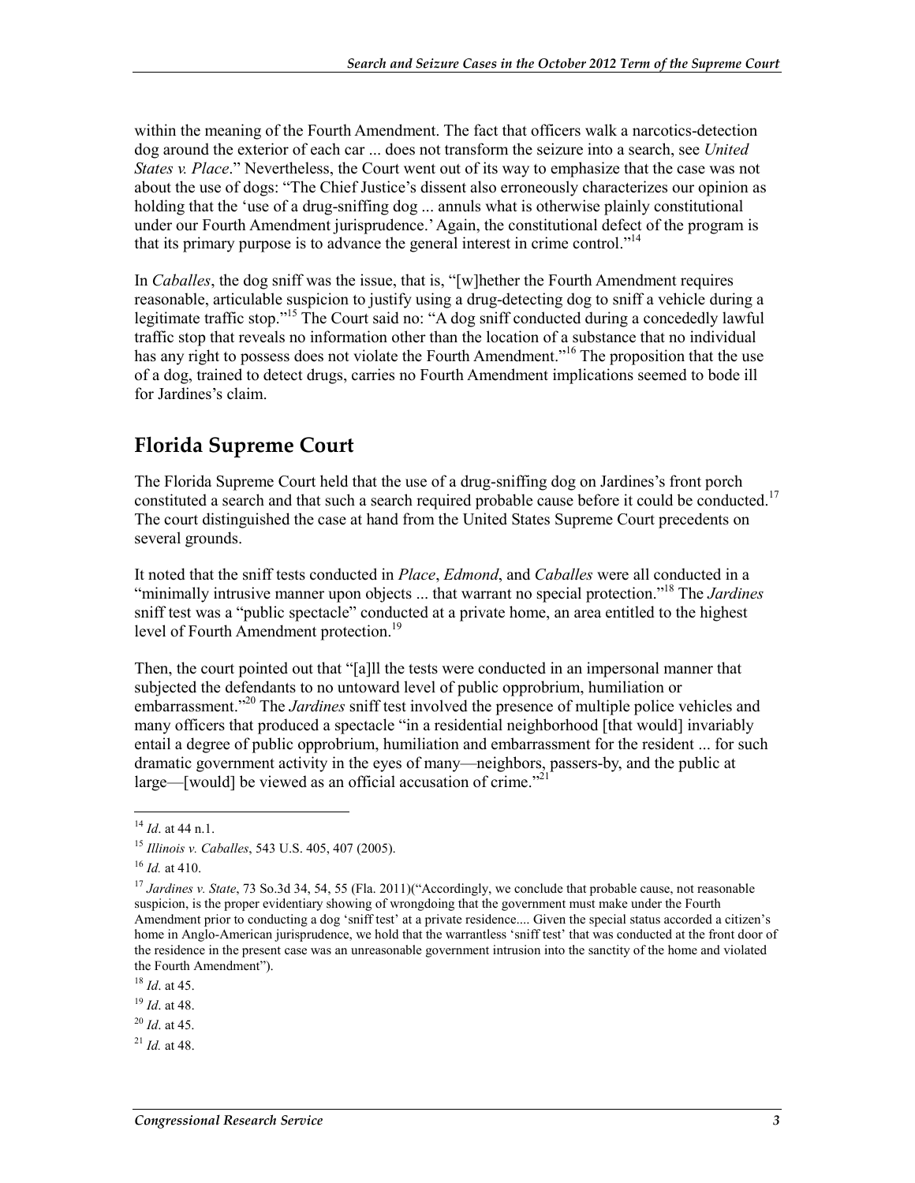within the meaning of the Fourth Amendment. The fact that officers walk a narcotics-detection dog around the exterior of each car ... does not transform the seizure into a search, see *United States v. Place*." Nevertheless, the Court went out of its way to emphasize that the case was not about the use of dogs: "The Chief Justice's dissent also erroneously characterizes our opinion as holding that the 'use of a drug-sniffing dog ... annuls what is otherwise plainly constitutional under our Fourth Amendment jurisprudence.' Again, the constitutional defect of the program is that its primary purpose is to advance the general interest in crime control."[14]

In *Caballes*, the dog sniff was the issue, that is, "[w]hether the Fourth Amendment requires reasonable, articulable suspicion to justify using a drug-detecting dog to sniff a vehicle during a legitimate traffic stop."[15] The Court said no: "A dog sniff conducted during a concededly lawful traffic stop that reveals no information other than the location of a substance that no individual has any right to possess does not violate the Fourth Amendment."[16] The proposition that the use of a dog, trained to detect drugs, carries no Fourth Amendment implications seemed to bode ill for Jardines's claim.

## Florida Supreme Court

The Florida Supreme Court held that the use of a drug-sniffing dog on Jardines's front porch constituted a search and that such a search required probable cause before it could be conducted.[17] The court distinguished the case at hand from the United States Supreme Court precedents on several grounds.

It noted that the sniff tests conducted in *Place*, *Edmond*, and *Caballes* were all conducted in a "minimally intrusive manner upon objects ... that warrant no special protection."[18] The *Jardines* sniff test was a "public spectacle" conducted at a private home, an area entitled to the highest level of Fourth Amendment protection.[19]

Then, the court pointed out that "[a]ll the tests were conducted in an impersonal manner that subjected the defendants to no untoward level of public opprobrium, humiliation or embarrassment."[20] The *Jardines* sniff test involved the presence of multiple police vehicles and many officers that produced a spectacle "in a residential neighborhood [that would] invariably entail a degree of public opprobrium, humiliation and embarrassment for the resident ... for such dramatic government activity in the eyes of many—neighbors, passers-by, and the public at large—[would] be viewed as an official accusation of crime."[21]

---

[14] *Id*. at 44 n.1.

[15] *Illinois v. Caballes*, 543 U.S. 405, 407 (2005).

[16] *Id.* at 410.

[17] *Jardines v. State*, 73 So.3d 34, 54, 55 (Fla. 2011)("Accordingly, we conclude that probable cause, not reasonable suspicion, is the proper evidentiary showing of wrongdoing that the government must make under the Fourth Amendment prior to conducting a dog 'sniff test' at a private residence.... Given the special status accorded a citizen's home in Anglo-American jurisprudence, we hold that the warrantless 'sniff test' that was conducted at the front door of the residence in the present case was an unreasonable government intrusion into the sanctity of the home and violated the Fourth Amendment").

[18] *Id*. at 45.

[19] *Id*. at 48.

[20] *Id*. at 45.

[21] *Id.* at 48.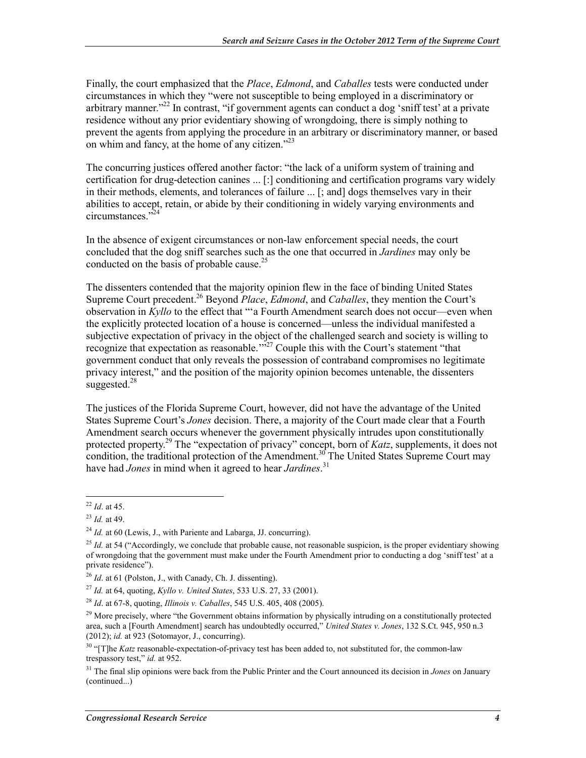Finally, the court emphasized that the *Place*, *Edmond*, and *Caballes* tests were conducted under circumstances in which they "were not susceptible to being employed in a discriminatory or arbitrary manner."[22] In contrast, "if government agents can conduct a dog 'sniff test' at a private residence without any prior evidentiary showing of wrongdoing, there is simply nothing to prevent the agents from applying the procedure in an arbitrary or discriminatory manner, or based on whim and fancy, at the home of any citizen."[23]

The concurring justices offered another factor: "the lack of a uniform system of training and certification for drug-detection canines ... [:] conditioning and certification programs vary widely in their methods, elements, and tolerances of failure ... [; and] dogs themselves vary in their abilities to accept, retain, or abide by their conditioning in widely varying environments and circumstances."[24]

In the absence of exigent circumstances or non-law enforcement special needs, the court concluded that the dog sniff searches such as the one that occurred in *Jardines* may only be conducted on the basis of probable cause.[25]

The dissenters contended that the majority opinion flew in the face of binding United States Supreme Court precedent.[26] Beyond *Place*, *Edmond*, and *Caballes*, they mention the Court's observation in *Kyllo* to the effect that "'a Fourth Amendment search does not occur—even when the explicitly protected location of a house is concerned—unless the individual manifested a subjective expectation of privacy in the object of the challenged search and society is willing to recognize that expectation as reasonable.'"[27] Couple this with the Court's statement "that government conduct that only reveals the possession of contraband compromises no legitimate privacy interest," and the position of the majority opinion becomes untenable, the dissenters suggested.[28]

The justices of the Florida Supreme Court, however, did not have the advantage of the United States Supreme Court's *Jones* decision. There, a majority of the Court made clear that a Fourth Amendment search occurs whenever the government physically intrudes upon constitutionally protected property.[29] The "expectation of privacy" concept, born of *Katz*, supplements, it does not condition, the traditional protection of the Amendment.[30] The United States Supreme Court may have had *Jones* in mind when it agreed to hear *Jardines*.[31]

---

[22] *Id*. at 45.

[23] *Id.* at 49.

[24] *Id.* at 60 (Lewis, J., with Pariente and Labarga, JJ. concurring).

[25] *Id.* at 54 ("Accordingly, we conclude that probable cause, not reasonable suspicion, is the proper evidentiary showing of wrongdoing that the government must make under the Fourth Amendment prior to conducting a dog 'sniff test' at a private residence").

[26] *Id*. at 61 (Polston, J., with Canady, Ch. J. dissenting).

[27] *Id.* at 64, quoting, *Kyllo v. United States*, 533 U.S. 27, 33 (2001).

[28] *Id*. at 67-8, quoting, *Illinois v. Caballes*, 545 U.S. 405, 408 (2005).

[29] More precisely, where "the Government obtains information by physically intruding on a constitutionally protected area, such a [Fourth Amendment] search has undoubtedly occurred," *United States v. Jones*, 132 S.Ct. 945, 950 n.3 (2012); *id.* at 923 (Sotomayor, J., concurring).

[30] "[T]he *Katz* reasonable-expectation-of-privacy test has been added to, not substituted for, the common-law trespassory test," *id.* at 952.

[31] The final slip opinions were back from the Public Printer and the Court announced its decision in *Jones* on January (continued...)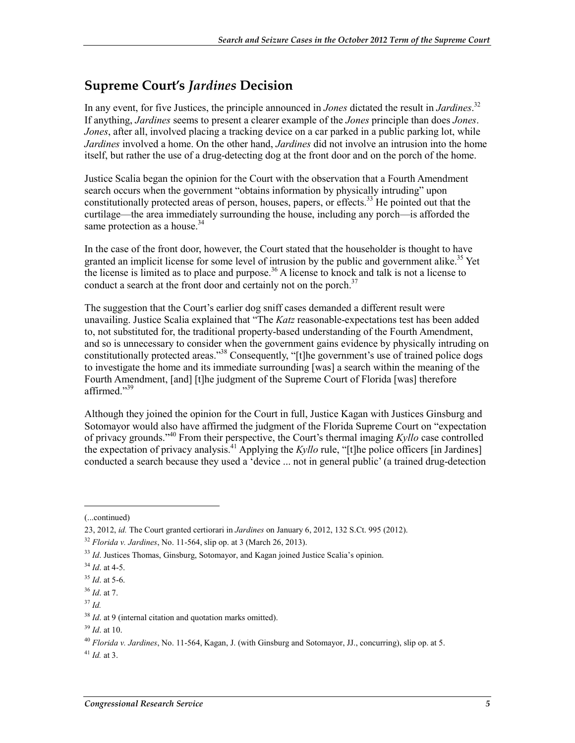## Supreme Court's *Jardines* Decision

In any event, for five Justices, the principle announced in *Jones* dictated the result in *Jardines*.[32] If anything, *Jardines* seems to present a clearer example of the *Jones* principle than does *Jones*. *Jones*, after all, involved placing a tracking device on a car parked in a public parking lot, while *Jardines* involved a home. On the other hand, *Jardines* did not involve an intrusion into the home itself, but rather the use of a drug-detecting dog at the front door and on the porch of the home.

Justice Scalia began the opinion for the Court with the observation that a Fourth Amendment search occurs when the government "obtains information by physically intruding" upon constitutionally protected areas of person, houses, papers, or effects.[33] He pointed out that the curtilage—the area immediately surrounding the house, including any porch—is afforded the same protection as a house.[34]

In the case of the front door, however, the Court stated that the householder is thought to have granted an implicit license for some level of intrusion by the public and government alike.[35] Yet the license is limited as to place and purpose.[36] A license to knock and talk is not a license to conduct a search at the front door and certainly not on the porch.[37]

The suggestion that the Court's earlier dog sniff cases demanded a different result were unavailing. Justice Scalia explained that "The *Katz* reasonable-expectations test has been added to, not substituted for, the traditional property-based understanding of the Fourth Amendment, and so is unnecessary to consider when the government gains evidence by physically intruding on constitutionally protected areas."[38] Consequently, "[t]he government's use of trained police dogs to investigate the home and its immediate surrounding [was] a search within the meaning of the Fourth Amendment, [and] [t]he judgment of the Supreme Court of Florida [was] therefore affirmed."[39]

Although they joined the opinion for the Court in full, Justice Kagan with Justices Ginsburg and Sotomayor would also have affirmed the judgment of the Florida Supreme Court on "expectation of privacy grounds."[40] From their perspective, the Court's thermal imaging *Kyllo* case controlled the expectation of privacy analysis.[41] Applying the *Kyllo* rule, "[t]he police officers [in Jardines] conducted a search because they used a 'device ... not in general public' (a trained drug-detection

---

(...continued)

23, 2012, *id.* The Court granted certiorari in *Jardines* on January 6, 2012, 132 S.Ct. 995 (2012).

[32] *Florida v. Jardines*, No. 11-564, slip op. at 3 (March 26, 2013).

[33] *Id*. Justices Thomas, Ginsburg, Sotomayor, and Kagan joined Justice Scalia's opinion.

[34] *Id*. at 4-5.

[35] *Id*. at 5-6.

[36] *Id*. at 7.

[37] *Id.*

[38] *Id*. at 9 (internal citation and quotation marks omitted).

[39] *Id*. at 10.

[40] *Florida v. Jardines*, No. 11-564, Kagan, J. (with Ginsburg and Sotomayor, JJ., concurring), slip op. at 5.

[41] *Id.* at 3.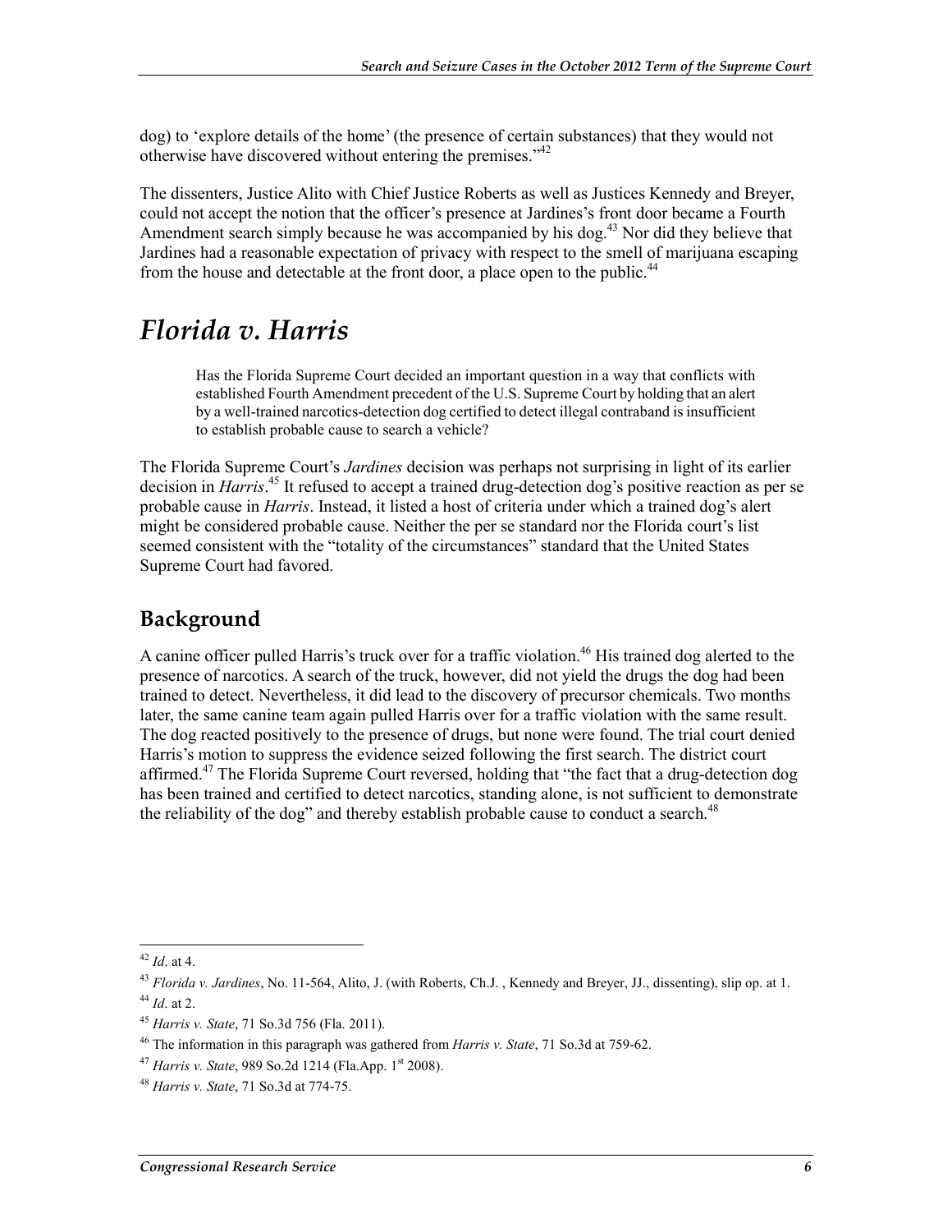dog) to 'explore details of the home' (the presence of certain substances) that they would not otherwise have discovered without entering the premises."[42]

The dissenters, Justice Alito with Chief Justice Roberts as well as Justices Kennedy and Breyer, could not accept the notion that the officer's presence at Jardines's front door became a Fourth Amendment search simply because he was accompanied by his dog.[43] Nor did they believe that Jardines had a reasonable expectation of privacy with respect to the smell of marijuana escaping from the house and detectable at the front door, a place open to the public.[44]

# *Florida v. Harris*

> Has the Florida Supreme Court decided an important question in a way that conflicts with established Fourth Amendment precedent of the U.S. Supreme Court by holding that an alert by a well-trained narcotics-detection dog certified to detect illegal contraband is insufficient to establish probable cause to search a vehicle?

The Florida Supreme Court's *Jardines* decision was perhaps not surprising in light of its earlier decision in *Harris*.[45] It refused to accept a trained drug-detection dog's positive reaction as per se probable cause in *Harris*. Instead, it listed a host of criteria under which a trained dog's alert might be considered probable cause. Neither the per se standard nor the Florida court's list seemed consistent with the "totality of the circumstances" standard that the United States Supreme Court had favored.

## Background

A canine officer pulled Harris's truck over for a traffic violation.[46] His trained dog alerted to the presence of narcotics. A search of the truck, however, did not yield the drugs the dog had been trained to detect. Nevertheless, it did lead to the discovery of precursor chemicals. Two months later, the same canine team again pulled Harris over for a traffic violation with the same result. The dog reacted positively to the presence of drugs, but none were found. The trial court denied Harris's motion to suppress the evidence seized following the first search. The district court affirmed.[47] The Florida Supreme Court reversed, holding that "the fact that a drug-detection dog has been trained and certified to detect narcotics, standing alone, is not sufficient to demonstrate the reliability of the dog" and thereby establish probable cause to conduct a search.[48]

---

[42] *Id*. at 4.

[43] *Florida v. Jardines*, No. 11-564, Alito, J. (with Roberts, Ch.J. , Kennedy and Breyer, JJ., dissenting), slip op. at 1.

[44] *Id*. at 2.

[45] *Harris v. State*, 71 So.3d 756 (Fla. 2011).

[46] The information in this paragraph was gathered from *Harris v. State*, 71 So.3d at 759-62.

[47] *Harris v. State*, 989 So.2d 1214 (Fla.App. 1st 2008).

[48] *Harris v. State*, 71 So.3d at 774-75.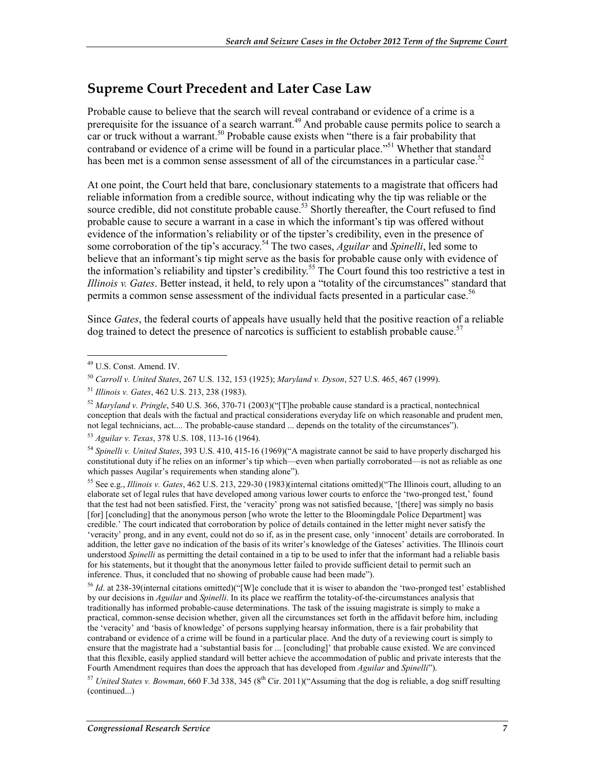## Supreme Court Precedent and Later Case Law

Probable cause to believe that the search will reveal contraband or evidence of a crime is a prerequisite for the issuance of a search warrant.[49] And probable cause permits police to search a car or truck without a warrant.[50] Probable cause exists when "there is a fair probability that contraband or evidence of a crime will be found in a particular place."[51] Whether that standard has been met is a common sense assessment of all of the circumstances in a particular case.[52]

At one point, the Court held that bare, conclusionary statements to a magistrate that officers had reliable information from a credible source, without indicating why the tip was reliable or the source credible, did not constitute probable cause.[53] Shortly thereafter, the Court refused to find probable cause to secure a warrant in a case in which the informant's tip was offered without evidence of the information's reliability or of the tipster's credibility, even in the presence of some corroboration of the tip's accuracy.[54] The two cases, *Aguilar* and *Spinelli*, led some to believe that an informant's tip might serve as the basis for probable cause only with evidence of the information's reliability and tipster's credibility.[55] The Court found this too restrictive a test in *Illinois v. Gates*. Better instead, it held, to rely upon a "totality of the circumstances" standard that permits a common sense assessment of the individual facts presented in a particular case.[56]

Since *Gates*, the federal courts of appeals have usually held that the positive reaction of a reliable dog trained to detect the presence of narcotics is sufficient to establish probable cause.[57]

---

[49] U.S. Const. Amend. IV.

[50] *Carroll v. United States*, 267 U.S. 132, 153 (1925); *Maryland v. Dyson*, 527 U.S. 465, 467 (1999).

[51] *Illinois v. Gates*, 462 U.S. 213, 238 (1983).

[52] *Maryland v. Pringle*, 540 U.S. 366, 370-71 (2003)("[T]he probable cause standard is a practical, nontechnical conception that deals with the factual and practical considerations everyday life on which reasonable and prudent men, not legal technicians, act.... The probable-cause standard ... depends on the totality of the circumstances").

[53] *Aguilar v. Texas*, 378 U.S. 108, 113-16 (1964).

[54] *Spinelli v. United States*, 393 U.S. 410, 415-16 (1969)("A magistrate cannot be said to have properly discharged his constitutional duty if he relies on an informer's tip which—even when partially corroborated—is not as reliable as one which passes Augilar's requirements when standing alone").

[55] See e.g., *Illinois v. Gates*, 462 U.S. 213, 229-30 (1983)(internal citations omitted)("The Illinois court, alluding to an elaborate set of legal rules that have developed among various lower courts to enforce the 'two-pronged test,' found that the test had not been satisfied. First, the 'veracity' prong was not satisfied because, '[there] was simply no basis [for] [concluding] that the anonymous person [who wrote the letter to the Bloomingdale Police Department] was credible.' The court indicated that corroboration by police of details contained in the letter might never satisfy the 'veracity' prong, and in any event, could not do so if, as in the present case, only 'innocent' details are corroborated. In addition, the letter gave no indication of the basis of its writer's knowledge of the Gateses' activities. The Illinois court understood *Spinelli* as permitting the detail contained in a tip to be used to infer that the informant had a reliable basis for his statements, but it thought that the anonymous letter failed to provide sufficient detail to permit such an inference. Thus, it concluded that no showing of probable cause had been made").

[56] *Id*. at 238-39(internal citations omitted)("[W]e conclude that it is wiser to abandon the 'two-pronged test' established by our decisions in *Aguilar* and *Spinelli*. In its place we reaffirm the totality-of-the-circumstances analysis that traditionally has informed probable-cause determinations. The task of the issuing magistrate is simply to make a practical, common-sense decision whether, given all the circumstances set forth in the affidavit before him, including the 'veracity' and 'basis of knowledge' of persons supplying hearsay information, there is a fair probability that contraband or evidence of a crime will be found in a particular place. And the duty of a reviewing court is simply to ensure that the magistrate had a 'substantial basis for ... [concluding]' that probable cause existed. We are convinced that this flexible, easily applied standard will better achieve the accommodation of public and private interests that the Fourth Amendment requires than does the approach that has developed from *Aguilar* and *Spinelli*").

[57] *United States v. Bowman*, 660 F.3d 338, 345 (8th Cir. 2011)("Assuming that the dog is reliable, a dog sniff resulting (continued...)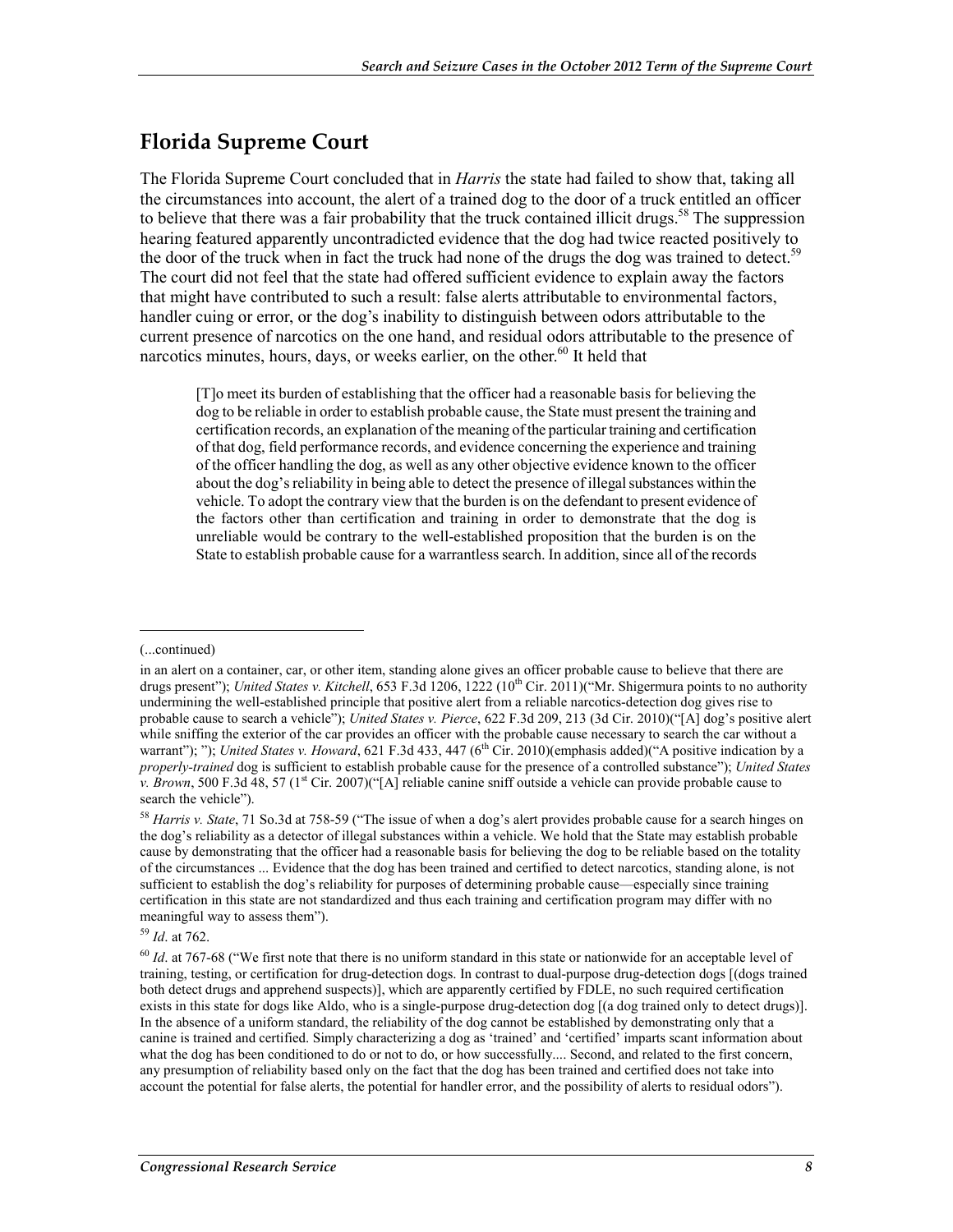## Florida Supreme Court

The Florida Supreme Court concluded that in *Harris* the state had failed to show that, taking all the circumstances into account, the alert of a trained dog to the door of a truck entitled an officer to believe that there was a fair probability that the truck contained illicit drugs.[58] The suppression hearing featured apparently uncontradicted evidence that the dog had twice reacted positively to the door of the truck when in fact the truck had none of the drugs the dog was trained to detect.[59] The court did not feel that the state had offered sufficient evidence to explain away the factors that might have contributed to such a result: false alerts attributable to environmental factors, handler cuing or error, or the dog's inability to distinguish between odors attributable to the current presence of narcotics on the one hand, and residual odors attributable to the presence of narcotics minutes, hours, days, or weeks earlier, on the other.[60] It held that

> [T]o meet its burden of establishing that the officer had a reasonable basis for believing the dog to be reliable in order to establish probable cause, the State must present the training and certification records, an explanation of the meaning of the particular training and certification of that dog, field performance records, and evidence concerning the experience and training of the officer handling the dog, as well as any other objective evidence known to the officer about the dog's reliability in being able to detect the presence of illegal substances within the vehicle. To adopt the contrary view that the burden is on the defendant to present evidence of the factors other than certification and training in order to demonstrate that the dog is unreliable would be contrary to the well-established proposition that the burden is on the State to establish probable cause for a warrantless search. In addition, since all of the records

---

(...continued)

in an alert on a container, car, or other item, standing alone gives an officer probable cause to believe that there are drugs present"); *United States v. Kitchell*, 653 F.3d 1206, 1222 (10th Cir. 2011)("Mr. Shigermura points to no authority undermining the well-established principle that positive alert from a reliable narcotics-detection dog gives rise to probable cause to search a vehicle"); *United States v. Pierce*, 622 F.3d 209, 213 (3d Cir. 2010)("[A] dog's positive alert while sniffing the exterior of the car provides an officer with the probable cause necessary to search the car without a warrant"); "); *United States v. Howard*, 621 F.3d 433, 447 (6th Cir. 2010)(emphasis added)("A positive indication by a *properly-trained* dog is sufficient to establish probable cause for the presence of a controlled substance"); *United States v. Brown*, 500 F.3d 48, 57 (1st Cir. 2007)("[A] reliable canine sniff outside a vehicle can provide probable cause to search the vehicle").

[58] *Harris v. State*, 71 So.3d at 758-59 ("The issue of when a dog's alert provides probable cause for a search hinges on the dog's reliability as a detector of illegal substances within a vehicle. We hold that the State may establish probable cause by demonstrating that the officer had a reasonable basis for believing the dog to be reliable based on the totality of the circumstances ... Evidence that the dog has been trained and certified to detect narcotics, standing alone, is not sufficient to establish the dog's reliability for purposes of determining probable cause—especially since training certification in this state are not standardized and thus each training and certification program may differ with no meaningful way to assess them").

[59] *Id*. at 762.

[60] *Id*. at 767-68 ("We first note that there is no uniform standard in this state or nationwide for an acceptable level of training, testing, or certification for drug-detection dogs. In contrast to dual-purpose drug-detection dogs [(dogs trained both detect drugs and apprehend suspects)], which are apparently certified by FDLE, no such required certification exists in this state for dogs like Aldo, who is a single-purpose drug-detection dog [(a dog trained only to detect drugs)]. In the absence of a uniform standard, the reliability of the dog cannot be established by demonstrating only that a canine is trained and certified. Simply characterizing a dog as 'trained' and 'certified' imparts scant information about what the dog has been conditioned to do or not to do, or how successfully.... Second, and related to the first concern, any presumption of reliability based only on the fact that the dog has been trained and certified does not take into account the potential for false alerts, the potential for handler error, and the possibility of alerts to residual odors").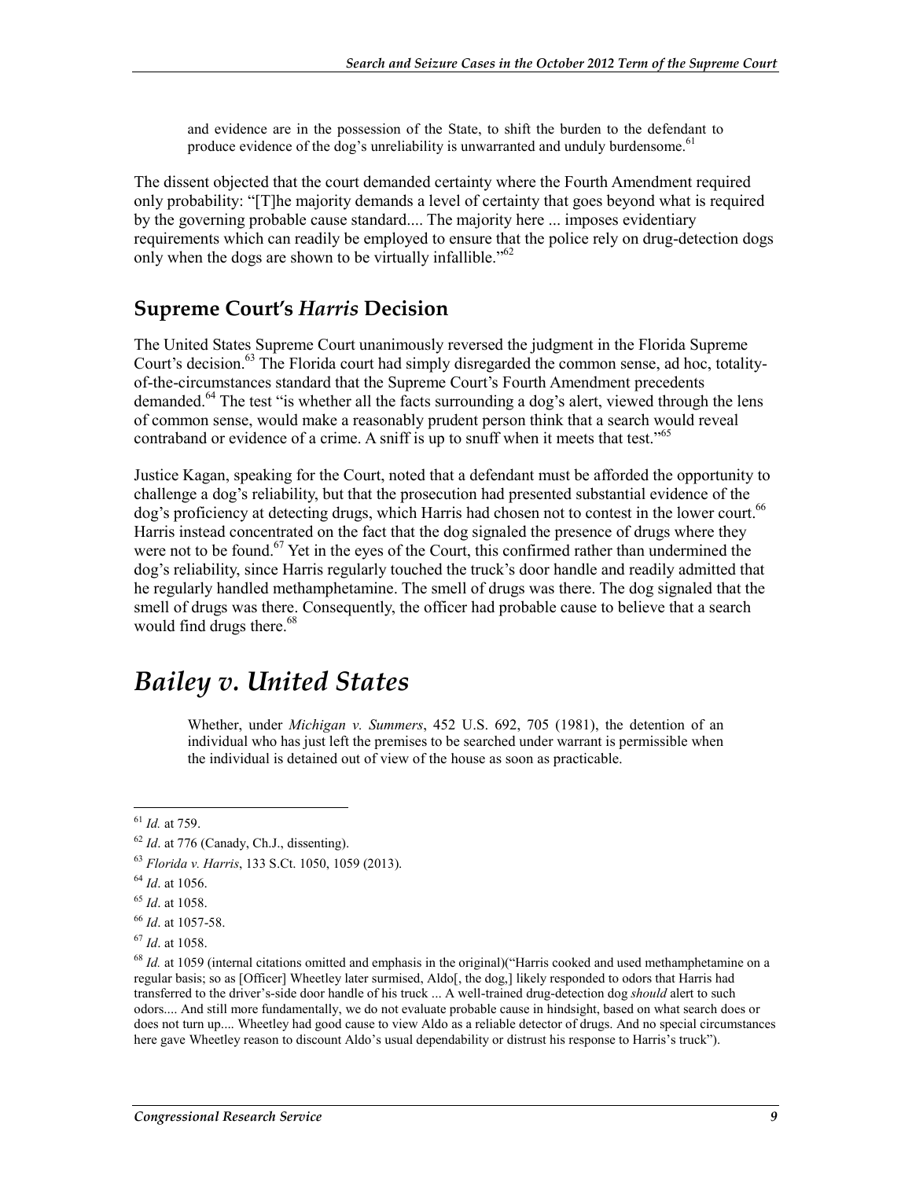> and evidence are in the possession of the State, to shift the burden to the defendant to produce evidence of the dog's unreliability is unwarranted and unduly burdensome.[61]

The dissent objected that the court demanded certainty where the Fourth Amendment required only probability: "[T]he majority demands a level of certainty that goes beyond what is required by the governing probable cause standard.... The majority here ... imposes evidentiary requirements which can readily be employed to ensure that the police rely on drug-detection dogs only when the dogs are shown to be virtually infallible."[62]

## Supreme Court's *Harris* Decision

The United States Supreme Court unanimously reversed the judgment in the Florida Supreme Court's decision.[63] The Florida court had simply disregarded the common sense, ad hoc, totality-of-the-circumstances standard that the Supreme Court's Fourth Amendment precedents demanded.[64] The test "is whether all the facts surrounding a dog's alert, viewed through the lens of common sense, would make a reasonably prudent person think that a search would reveal contraband or evidence of a crime. A sniff is up to snuff when it meets that test."[65]

Justice Kagan, speaking for the Court, noted that a defendant must be afforded the opportunity to challenge a dog's reliability, but that the prosecution had presented substantial evidence of the dog's proficiency at detecting drugs, which Harris had chosen not to contest in the lower court.[66] Harris instead concentrated on the fact that the dog signaled the presence of drugs where they were not to be found.[67] Yet in the eyes of the Court, this confirmed rather than undermined the dog's reliability, since Harris regularly touched the truck's door handle and readily admitted that he regularly handled methamphetamine. The smell of drugs was there. The dog signaled that the smell of drugs was there. Consequently, the officer had probable cause to believe that a search would find drugs there.[68]

# *Bailey v. United States*

> Whether, under *Michigan v. Summers*, 452 U.S. 692, 705 (1981), the detention of an individual who has just left the premises to be searched under warrant is permissible when the individual is detained out of view of the house as soon as practicable.

---

[61] *Id.* at 759.

[62] *Id*. at 776 (Canady, Ch.J., dissenting).

[63] *Florida v. Harris*, 133 S.Ct. 1050, 1059 (2013).

[64] *Id*. at 1056.

[65] *Id*. at 1058.

[66] *Id*. at 1057-58.

[67] *Id*. at 1058.

[68] *Id.* at 1059 (internal citations omitted and emphasis in the original)("Harris cooked and used methamphetamine on a regular basis; so as [Officer] Wheetley later surmised, Aldo[, the dog,] likely responded to odors that Harris had transferred to the driver's-side door handle of his truck ... A well-trained drug-detection dog *should* alert to such odors.... And still more fundamentally, we do not evaluate probable cause in hindsight, based on what search does or does not turn up.... Wheetley had good cause to view Aldo as a reliable detector of drugs. And no special circumstances here gave Wheetley reason to discount Aldo's usual dependability or distrust his response to Harris's truck").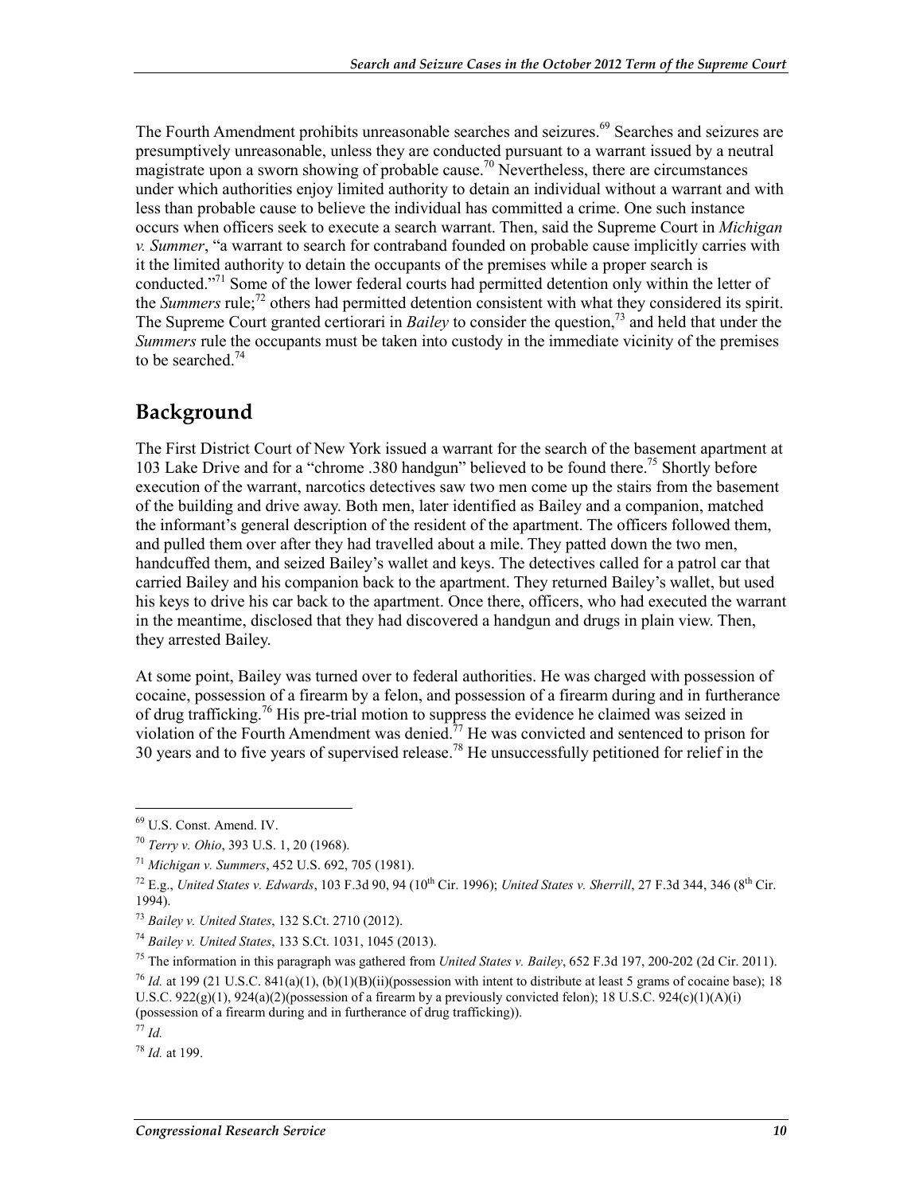The Fourth Amendment prohibits unreasonable searches and seizures.[69] Searches and seizures are presumptively unreasonable, unless they are conducted pursuant to a warrant issued by a neutral magistrate upon a sworn showing of probable cause.[70] Nevertheless, there are circumstances under which authorities enjoy limited authority to detain an individual without a warrant and with less than probable cause to believe the individual has committed a crime. One such instance occurs when officers seek to execute a search warrant. Then, said the Supreme Court in *Michigan v. Summer*, "a warrant to search for contraband founded on probable cause implicitly carries with it the limited authority to detain the occupants of the premises while a proper search is conducted."[71] Some of the lower federal courts had permitted detention only within the letter of the *Summers* rule;[72] others had permitted detention consistent with what they considered its spirit. The Supreme Court granted certiorari in *Bailey* to consider the question,[73] and held that under the *Summers* rule the occupants must be taken into custody in the immediate vicinity of the premises to be searched.[74]

## Background

The First District Court of New York issued a warrant for the search of the basement apartment at 103 Lake Drive and for a "chrome .380 handgun" believed to be found there.[75] Shortly before execution of the warrant, narcotics detectives saw two men come up the stairs from the basement of the building and drive away. Both men, later identified as Bailey and a companion, matched the informant's general description of the resident of the apartment. The officers followed them, and pulled them over after they had travelled about a mile. They patted down the two men, handcuffed them, and seized Bailey's wallet and keys. The detectives called for a patrol car that carried Bailey and his companion back to the apartment. They returned Bailey's wallet, but used his keys to drive his car back to the apartment. Once there, officers, who had executed the warrant in the meantime, disclosed that they had discovered a handgun and drugs in plain view. Then, they arrested Bailey.

At some point, Bailey was turned over to federal authorities. He was charged with possession of cocaine, possession of a firearm by a felon, and possession of a firearm during and in furtherance of drug trafficking.[76] His pre-trial motion to suppress the evidence he claimed was seized in violation of the Fourth Amendment was denied.[77] He was convicted and sentenced to prison for 30 years and to five years of supervised release.[78] He unsuccessfully petitioned for relief in the

---

[69] U.S. Const. Amend. IV.

[70] *Terry v. Ohio*, 393 U.S. 1, 20 (1968).

[71] *Michigan v. Summers*, 452 U.S. 692, 705 (1981).

[72] E.g., *United States v. Edwards*, 103 F.3d 90, 94 (10th Cir. 1996); *United States v. Sherrill*, 27 F.3d 344, 346 (8th Cir. 1994).

[73] *Bailey v. United States*, 132 S.Ct. 2710 (2012).

[74] *Bailey v. United States*, 133 S.Ct. 1031, 1045 (2013).

[75] The information in this paragraph was gathered from *United States v. Bailey*, 652 F.3d 197, 200-202 (2d Cir. 2011).

[76] *Id.* at 199 (21 U.S.C. 841(a)(1), (b)(1)(B)(ii)(possession with intent to distribute at least 5 grams of cocaine base); 18 U.S.C. 922(g)(1), 924(a)(2)(possession of a firearm by a previously convicted felon); 18 U.S.C. 924(c)(1)(A)(i) (possession of a firearm during and in furtherance of drug trafficking)).

[77] *Id.*

[78] *Id.* at 199.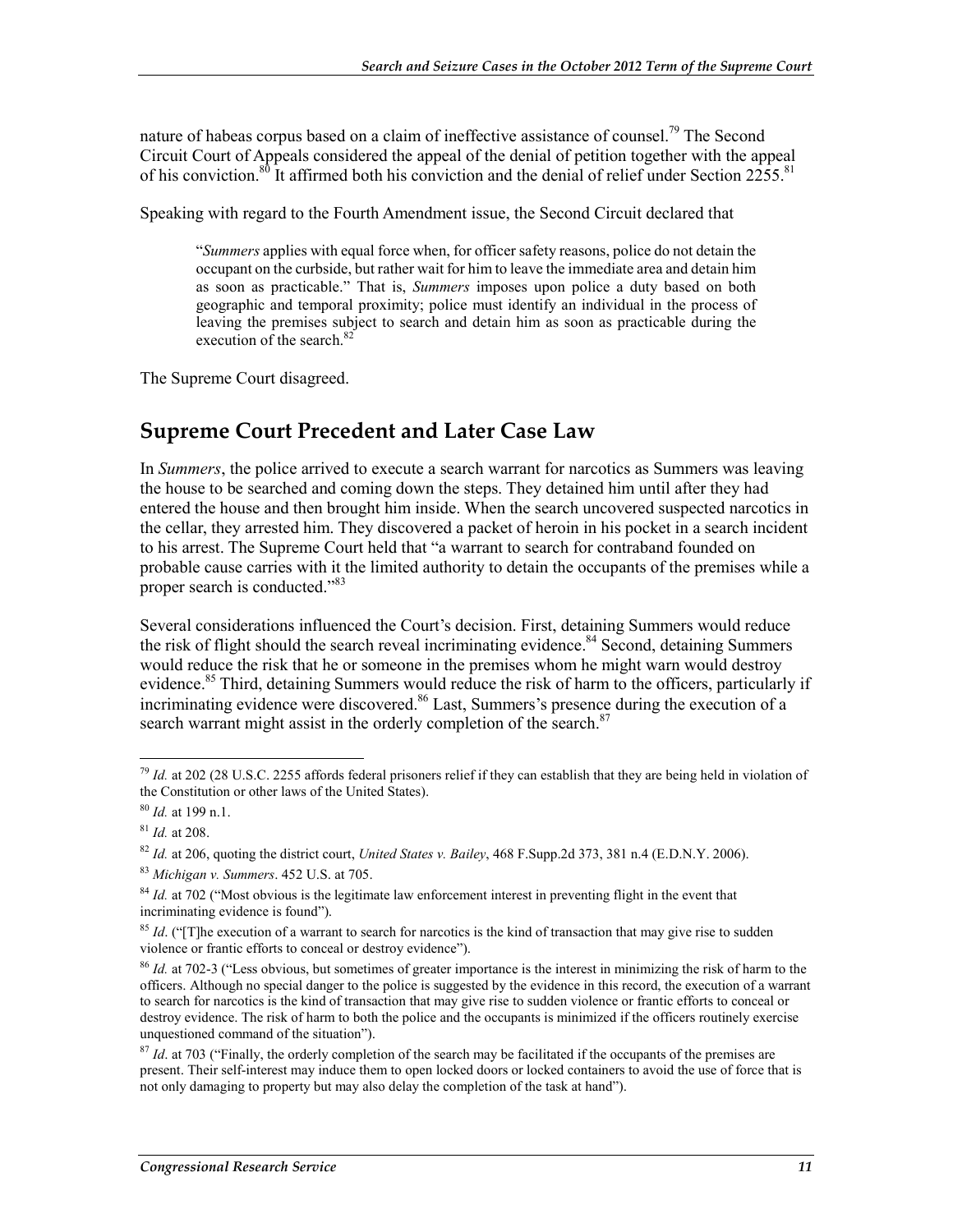nature of habeas corpus based on a claim of ineffective assistance of counsel.[79] The Second Circuit Court of Appeals considered the appeal of the denial of petition together with the appeal of his conviction.[80] It affirmed both his conviction and the denial of relief under Section 2255.[81]

Speaking with regard to the Fourth Amendment issue, the Second Circuit declared that

> "*Summers* applies with equal force when, for officer safety reasons, police do not detain the occupant on the curbside, but rather wait for him to leave the immediate area and detain him as soon as practicable." That is, *Summers* imposes upon police a duty based on both geographic and temporal proximity; police must identify an individual in the process of leaving the premises subject to search and detain him as soon as practicable during the execution of the search.[82]

The Supreme Court disagreed.

## Supreme Court Precedent and Later Case Law

In *Summers*, the police arrived to execute a search warrant for narcotics as Summers was leaving the house to be searched and coming down the steps. They detained him until after they had entered the house and then brought him inside. When the search uncovered suspected narcotics in the cellar, they arrested him. They discovered a packet of heroin in his pocket in a search incident to his arrest. The Supreme Court held that "a warrant to search for contraband founded on probable cause carries with it the limited authority to detain the occupants of the premises while a proper search is conducted."[83]

Several considerations influenced the Court's decision. First, detaining Summers would reduce the risk of flight should the search reveal incriminating evidence.[84] Second, detaining Summers would reduce the risk that he or someone in the premises whom he might warn would destroy evidence.[85] Third, detaining Summers would reduce the risk of harm to the officers, particularly if incriminating evidence were discovered.[86] Last, Summers's presence during the execution of a search warrant might assist in the orderly completion of the search.[87]

---

[79] *Id.* at 202 (28 U.S.C. 2255 affords federal prisoners relief if they can establish that they are being held in violation of the Constitution or other laws of the United States).

[80] *Id.* at 199 n.1.

[81] *Id.* at 208.

[82] *Id.* at 206, quoting the district court, *United States v. Bailey*, 468 F.Supp.2d 373, 381 n.4 (E.D.N.Y. 2006).

[83] *Michigan v. Summers*. 452 U.S. at 705.

[84] *Id.* at 702 ("Most obvious is the legitimate law enforcement interest in preventing flight in the event that incriminating evidence is found").

[85] *Id*. ("[T]he execution of a warrant to search for narcotics is the kind of transaction that may give rise to sudden violence or frantic efforts to conceal or destroy evidence").

[86] *Id.* at 702-3 ("Less obvious, but sometimes of greater importance is the interest in minimizing the risk of harm to the officers. Although no special danger to the police is suggested by the evidence in this record, the execution of a warrant to search for narcotics is the kind of transaction that may give rise to sudden violence or frantic efforts to conceal or destroy evidence. The risk of harm to both the police and the occupants is minimized if the officers routinely exercise unquestioned command of the situation").

[87] *Id*. at 703 ("Finally, the orderly completion of the search may be facilitated if the occupants of the premises are present. Their self-interest may induce them to open locked doors or locked containers to avoid the use of force that is not only damaging to property but may also delay the completion of the task at hand").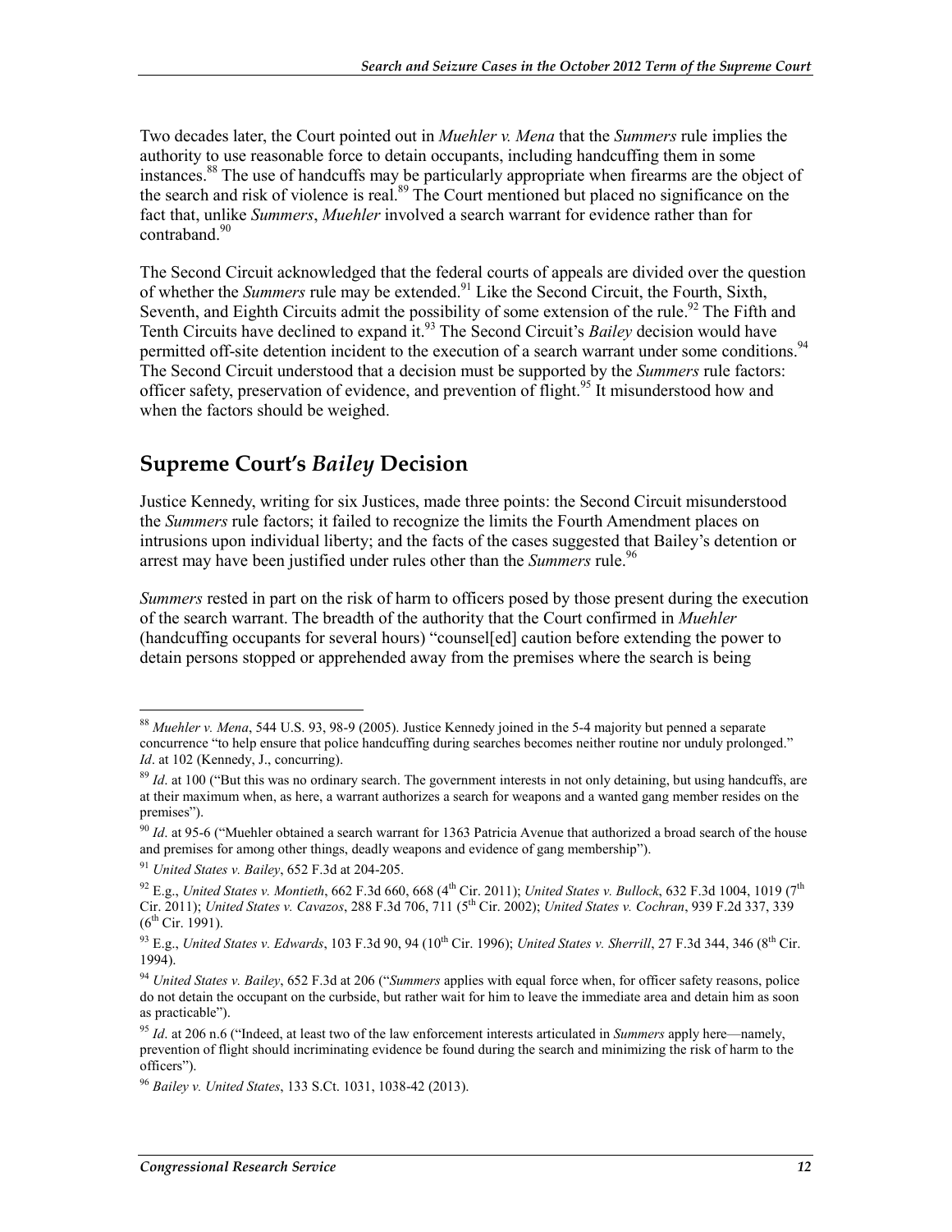Two decades later, the Court pointed out in *Muehler v. Mena* that the *Summers* rule implies the authority to use reasonable force to detain occupants, including handcuffing them in some instances.[88] The use of handcuffs may be particularly appropriate when firearms are the object of the search and risk of violence is real.[89] The Court mentioned but placed no significance on the fact that, unlike *Summers*, *Muehler* involved a search warrant for evidence rather than for contraband.[90]

The Second Circuit acknowledged that the federal courts of appeals are divided over the question of whether the *Summers* rule may be extended.[91] Like the Second Circuit, the Fourth, Sixth, Seventh, and Eighth Circuits admit the possibility of some extension of the rule.[92] The Fifth and Tenth Circuits have declined to expand it.[93] The Second Circuit's *Bailey* decision would have permitted off-site detention incident to the execution of a search warrant under some conditions.[94] The Second Circuit understood that a decision must be supported by the *Summers* rule factors: officer safety, preservation of evidence, and prevention of flight.[95] It misunderstood how and when the factors should be weighed.

## Supreme Court's *Bailey* Decision

Justice Kennedy, writing for six Justices, made three points: the Second Circuit misunderstood the *Summers* rule factors; it failed to recognize the limits the Fourth Amendment places on intrusions upon individual liberty; and the facts of the cases suggested that Bailey's detention or arrest may have been justified under rules other than the *Summers* rule.[96]

*Summers* rested in part on the risk of harm to officers posed by those present during the execution of the search warrant. The breadth of the authority that the Court confirmed in *Muehler* (handcuffing occupants for several hours) "counsel[ed] caution before extending the power to detain persons stopped or apprehended away from the premises where the search is being

---

[88] *Muehler v. Mena*, 544 U.S. 93, 98-9 (2005). Justice Kennedy joined in the 5-4 majority but penned a separate concurrence "to help ensure that police handcuffing during searches becomes neither routine nor unduly prolonged." *Id*. at 102 (Kennedy, J., concurring).

[89] *Id*. at 100 ("But this was no ordinary search. The government interests in not only detaining, but using handcuffs, are at their maximum when, as here, a warrant authorizes a search for weapons and a wanted gang member resides on the premises").

[90] *Id*. at 95-6 ("Muehler obtained a search warrant for 1363 Patricia Avenue that authorized a broad search of the house and premises for among other things, deadly weapons and evidence of gang membership").

[91] *United States v. Bailey*, 652 F.3d at 204-205.

[92] E.g., *United States v. Montieth*, 662 F.3d 660, 668 (4th Cir. 2011); *United States v. Bullock*, 632 F.3d 1004, 1019 (7th Cir. 2011); *United States v. Cavazos*, 288 F.3d 706, 711 (5th Cir. 2002); *United States v. Cochran*, 939 F.2d 337, 339 (6th Cir. 1991).

[93] E.g., *United States v. Edwards*, 103 F.3d 90, 94 (10th Cir. 1996); *United States v. Sherrill*, 27 F.3d 344, 346 (8th Cir. 1994).

[94] *United States v. Bailey*, 652 F.3d at 206 ("*Summers* applies with equal force when, for officer safety reasons, police do not detain the occupant on the curbside, but rather wait for him to leave the immediate area and detain him as soon as practicable").

[95] *Id*. at 206 n.6 ("Indeed, at least two of the law enforcement interests articulated in *Summers* apply here—namely, prevention of flight should incriminating evidence be found during the search and minimizing the risk of harm to the officers").

[96] *Bailey v. United States*, 133 S.Ct. 1031, 1038-42 (2013).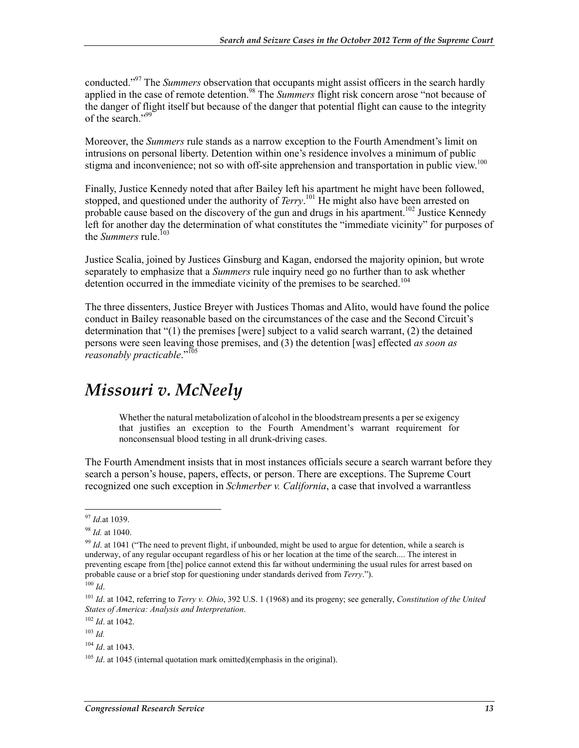conducted."[97] The *Summers* observation that occupants might assist officers in the search hardly applied in the case of remote detention.[98] The *Summers* flight risk concern arose "not because of the danger of flight itself but because of the danger that potential flight can cause to the integrity of the search."[99]

Moreover, the *Summers* rule stands as a narrow exception to the Fourth Amendment's limit on intrusions on personal liberty. Detention within one's residence involves a minimum of public stigma and inconvenience; not so with off-site apprehension and transportation in public view.[100]

Finally, Justice Kennedy noted that after Bailey left his apartment he might have been followed, stopped, and questioned under the authority of *Terry*.[101] He might also have been arrested on probable cause based on the discovery of the gun and drugs in his apartment.[102] Justice Kennedy left for another day the determination of what constitutes the "immediate vicinity" for purposes of the *Summers* rule.[103]

Justice Scalia, joined by Justices Ginsburg and Kagan, endorsed the majority opinion, but wrote separately to emphasize that a *Summers* rule inquiry need go no further than to ask whether detention occurred in the immediate vicinity of the premises to be searched.[104]

The three dissenters, Justice Breyer with Justices Thomas and Alito, would have found the police conduct in Bailey reasonable based on the circumstances of the case and the Second Circuit's determination that "(1) the premises [were] subject to a valid search warrant, (2) the detained persons were seen leaving those premises, and (3) the detention [was] effected *as soon as reasonably practicable*."[105]

# *Missouri v. McNeely*

> Whether the natural metabolization of alcohol in the bloodstream presents a per se exigency that justifies an exception to the Fourth Amendment's warrant requirement for nonconsensual blood testing in all drunk-driving cases.

The Fourth Amendment insists that in most instances officials secure a search warrant before they search a person's house, papers, effects, or person. There are exceptions. The Supreme Court recognized one such exception in *Schmerber v. California*, a case that involved a warrantless

---

[97] *Id*.at 1039.

[98] *Id.* at 1040.

[99] *Id*. at 1041 ("The need to prevent flight, if unbounded, might be used to argue for detention, while a search is underway, of any regular occupant regardless of his or her location at the time of the search.... The interest in preventing escape from [the] police cannot extend this far without undermining the usual rules for arrest based on probable cause or a brief stop for questioning under standards derived from *Terry*.").

[100] *Id*.

[101] *Id*. at 1042, referring to *Terry v. Ohio*, 392 U.S. 1 (1968) and its progeny; see generally, *Constitution of the United States of America: Analysis and Interpretation*.

[102] *Id*. at 1042.

[103] *Id.*

[104] *Id*. at 1043.

[105] *Id*. at 1045 (internal quotation mark omitted)(emphasis in the original).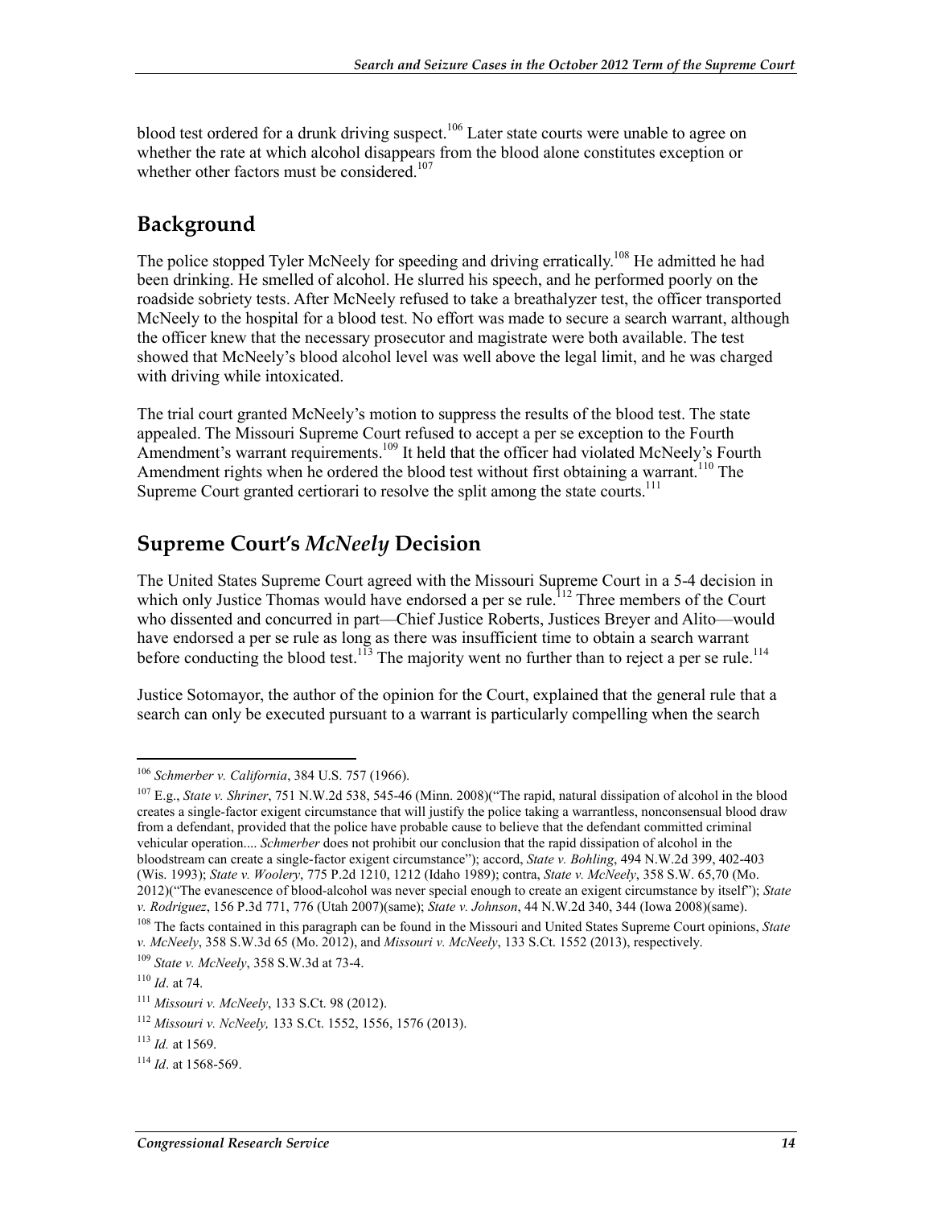blood test ordered for a drunk driving suspect.[106] Later state courts were unable to agree on whether the rate at which alcohol disappears from the blood alone constitutes exception or whether other factors must be considered.[107]

## Background

The police stopped Tyler McNeely for speeding and driving erratically.[108] He admitted he had been drinking. He smelled of alcohol. He slurred his speech, and he performed poorly on the roadside sobriety tests. After McNeely refused to take a breathalyzer test, the officer transported McNeely to the hospital for a blood test. No effort was made to secure a search warrant, although the officer knew that the necessary prosecutor and magistrate were both available. The test showed that McNeely's blood alcohol level was well above the legal limit, and he was charged with driving while intoxicated.

The trial court granted McNeely's motion to suppress the results of the blood test. The state appealed. The Missouri Supreme Court refused to accept a per se exception to the Fourth Amendment's warrant requirements.[109] It held that the officer had violated McNeely's Fourth Amendment rights when he ordered the blood test without first obtaining a warrant.[110] The Supreme Court granted certiorari to resolve the split among the state courts.[111]

## Supreme Court's *McNeely* Decision

The United States Supreme Court agreed with the Missouri Supreme Court in a 5-4 decision in which only Justice Thomas would have endorsed a per se rule.[112] Three members of the Court who dissented and concurred in part—Chief Justice Roberts, Justices Breyer and Alito—would have endorsed a per se rule as long as there was insufficient time to obtain a search warrant before conducting the blood test.[113] The majority went no further than to reject a per se rule.[114]

Justice Sotomayor, the author of the opinion for the Court, explained that the general rule that a search can only be executed pursuant to a warrant is particularly compelling when the search

---

[106] *Schmerber v. California*, 384 U.S. 757 (1966).

[107] E.g., *State v. Shriner*, 751 N.W.2d 538, 545-46 (Minn. 2008)("The rapid, natural dissipation of alcohol in the blood creates a single-factor exigent circumstance that will justify the police taking a warrantless, nonconsensual blood draw from a defendant, provided that the police have probable cause to believe that the defendant committed criminal vehicular operation.... *Schmerber* does not prohibit our conclusion that the rapid dissipation of alcohol in the bloodstream can create a single-factor exigent circumstance"); accord, *State v. Bohling*, 494 N.W.2d 399, 402-403 (Wis. 1993); *State v. Woolery*, 775 P.2d 1210, 1212 (Idaho 1989); contra, *State v. McNeely*, 358 S.W. 65,70 (Mo. 2012)("The evanescence of blood-alcohol was never special enough to create an exigent circumstance by itself"); *State v. Rodriguez*, 156 P.3d 771, 776 (Utah 2007)(same); *State v. Johnson*, 44 N.W.2d 340, 344 (Iowa 2008)(same).

[108] The facts contained in this paragraph can be found in the Missouri and United States Supreme Court opinions, *State v. McNeely*, 358 S.W.3d 65 (Mo. 2012), and *Missouri v. McNeely*, 133 S.Ct. 1552 (2013), respectively.

[109] *State v. McNeely*, 358 S.W.3d at 73-4.

[110] *Id*. at 74.

[111] *Missouri v. McNeely*, 133 S.Ct. 98 (2012).

[112] *Missouri v. NcNeely,* 133 S.Ct. 1552, 1556, 1576 (2013).

[113] *Id.* at 1569.

[114] *Id*. at 1568-569.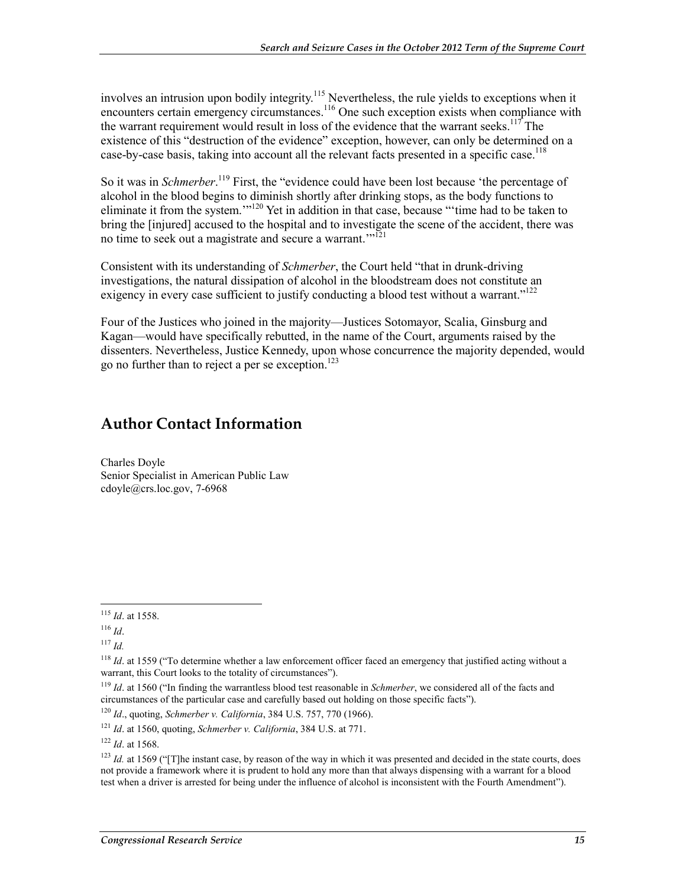involves an intrusion upon bodily integrity.[115] Nevertheless, the rule yields to exceptions when it encounters certain emergency circumstances.[116] One such exception exists when compliance with the warrant requirement would result in loss of the evidence that the warrant seeks.[117] The existence of this "destruction of the evidence" exception, however, can only be determined on a case-by-case basis, taking into account all the relevant facts presented in a specific case.[118]

So it was in *Schmerber*.[119] First, the "evidence could have been lost because 'the percentage of alcohol in the blood begins to diminish shortly after drinking stops, as the body functions to eliminate it from the system.'"[120] Yet in addition in that case, because "'time had to be taken to bring the [injured] accused to the hospital and to investigate the scene of the accident, there was no time to seek out a magistrate and secure a warrant.'"[121]

Consistent with its understanding of *Schmerber*, the Court held "that in drunk-driving investigations, the natural dissipation of alcohol in the bloodstream does not constitute an exigency in every case sufficient to justify conducting a blood test without a warrant."[122]

Four of the Justices who joined in the majority—Justices Sotomayor, Scalia, Ginsburg and Kagan—would have specifically rebutted, in the name of the Court, arguments raised by the dissenters. Nevertheless, Justice Kennedy, upon whose concurrence the majority depended, would go no further than to reject a per se exception.[123]

## Author Contact Information

Charles Doyle
Senior Specialist in American Public Law
cdoyle@crs.loc.gov, 7-6968

---

[115] *Id*. at 1558.

[116] *Id*.

[117] *Id.*

[118] *Id*. at 1559 ("To determine whether a law enforcement officer faced an emergency that justified acting without a warrant, this Court looks to the totality of circumstances").

[119] *Id*. at 1560 ("In finding the warrantless blood test reasonable in *Schmerber*, we considered all of the facts and circumstances of the particular case and carefully based out holding on those specific facts").

[120] *Id*., quoting, *Schmerber v. California*, 384 U.S. 757, 770 (1966).

[121] *Id*. at 1560, quoting, *Schmerber v. California*, 384 U.S. at 771.

[122] *Id*. at 1568.

[123] *Id.* at 1569 ("[T]he instant case, by reason of the way in which it was presented and decided in the state courts, does not provide a framework where it is prudent to hold any more than that always dispensing with a warrant for a blood test when a driver is arrested for being under the influence of alcohol is inconsistent with the Fourth Amendment").